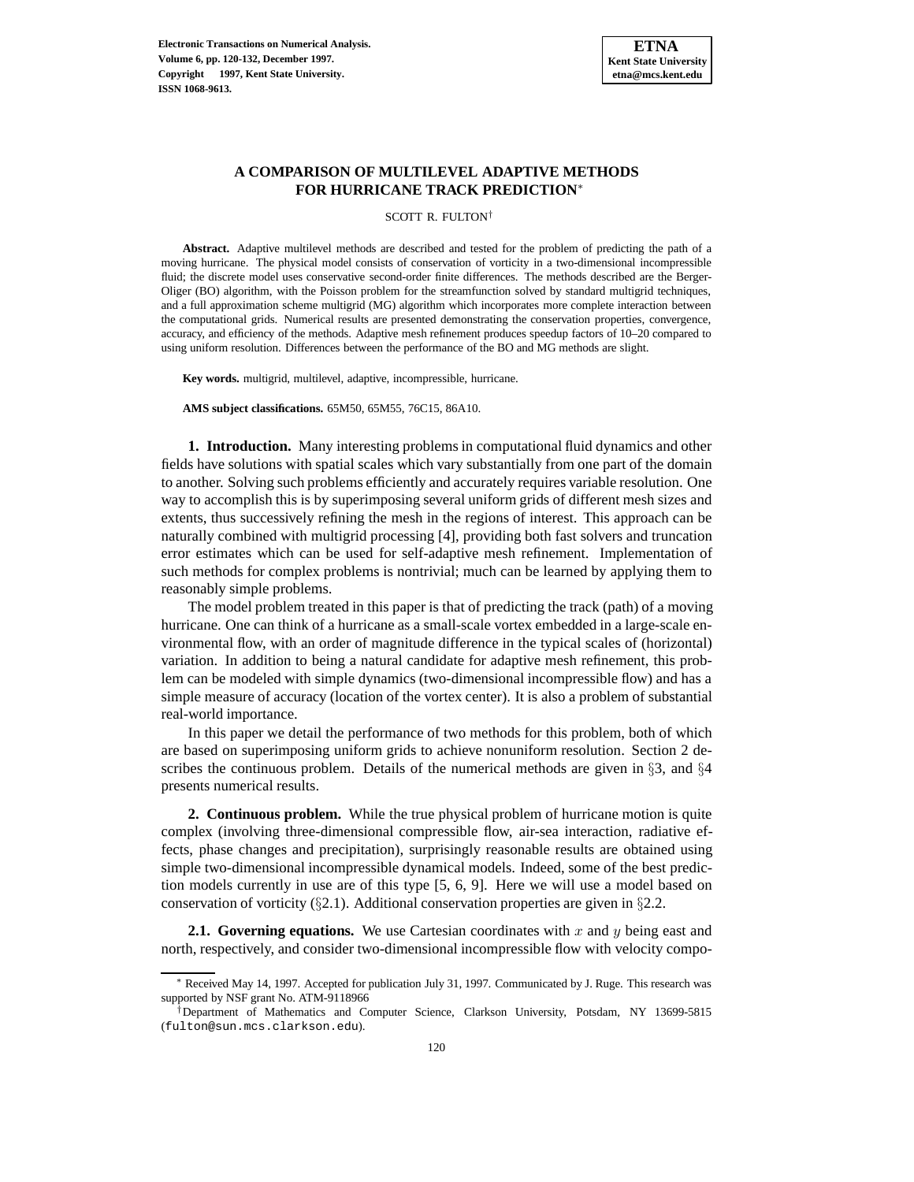# A COMPARISON OF MULTILEVEL ADAPTIVE METHODS FOR HURRICANE TRACK PREDICTION[*]

SCOTT R. FULTON[†]

**Abstract.** Adaptive multilevel methods are described and tested for the problem of predicting the path of a moving hurricane. The physical model consists of conservation of vorticity in a two-dimensional incompressible fluid; the discrete model uses conservative second-order finite differences. The methods described are the Berger-Oliger (BO) algorithm, with the Poisson problem for the streamfunction solved by standard multigrid techniques, and a full approximation scheme multigrid (MG) algorithm which incorporates more complete interaction between the computational grids. Numerical results are presented demonstrating the conservation properties, convergence, accuracy, and efficiency of the methods. Adaptive mesh refinement produces speedup factors of 10–20 compared to using uniform resolution. Differences between the performance of the BO and MG methods are slight.

**Key words.** multigrid, multilevel, adaptive, incompressible, hurricane.

**AMS subject classifications.** 65M50, 65M55, 76C15, 86A10.

## 1. Introduction.

Many interesting problems in computational fluid dynamics and other fields have solutions with spatial scales which vary substantially from one part of the domain to another. Solving such problems efficiently and accurately requires variable resolution. One way to accomplish this is by superimposing several uniform grids of different mesh sizes and extents, thus successively refining the mesh in the regions of interest. This approach can be naturally combined with multigrid processing [4], providing both fast solvers and truncation error estimates which can be used for self-adaptive mesh refinement. Implementation of such methods for complex problems is nontrivial; much can be learned by applying them to reasonably simple problems.

The model problem treated in this paper is that of predicting the track (path) of a moving hurricane. One can think of a hurricane as a small-scale vortex embedded in a large-scale environmental flow, with an order of magnitude difference in the typical scales of (horizontal) variation. In addition to being a natural candidate for adaptive mesh refinement, this problem can be modeled with simple dynamics (two-dimensional incompressible flow) and has a simple measure of accuracy (location of the vortex center). It is also a problem of substantial real-world importance.

In this paper we detail the performance of two methods for this problem, both of which are based on superimposing uniform grids to achieve nonuniform resolution. Section 2 describes the continuous problem. Details of the numerical methods are given in §3, and §4 presents numerical results.

## 2. Continuous problem.

While the true physical problem of hurricane motion is quite complex (involving three-dimensional compressible flow, air-sea interaction, radiative effects, phase changes and precipitation), surprisingly reasonable results are obtained using simple two-dimensional incompressible dynamical models. Indeed, some of the best prediction models currently in use are of this type [5, 6, 9]. Here we will use a model based on conservation of vorticity (§2.1). Additional conservation properties are given in §2.2.

### 2.1. Governing equations.

We use Cartesian coordinates with $x$ and $y$ being east and north, respectively, and consider two-dimensional incompressible flow with velocity compo-

---

[*] Received May 14, 1997. Accepted for publication July 31, 1997. Communicated by J. Ruge. This research was supported by NSF grant No. ATM-9118966

[†] Department of Mathematics and Computer Science, Clarkson University, Potsdam, NY 13699-5815 (fulton@sun.mcs.clarkson.edu).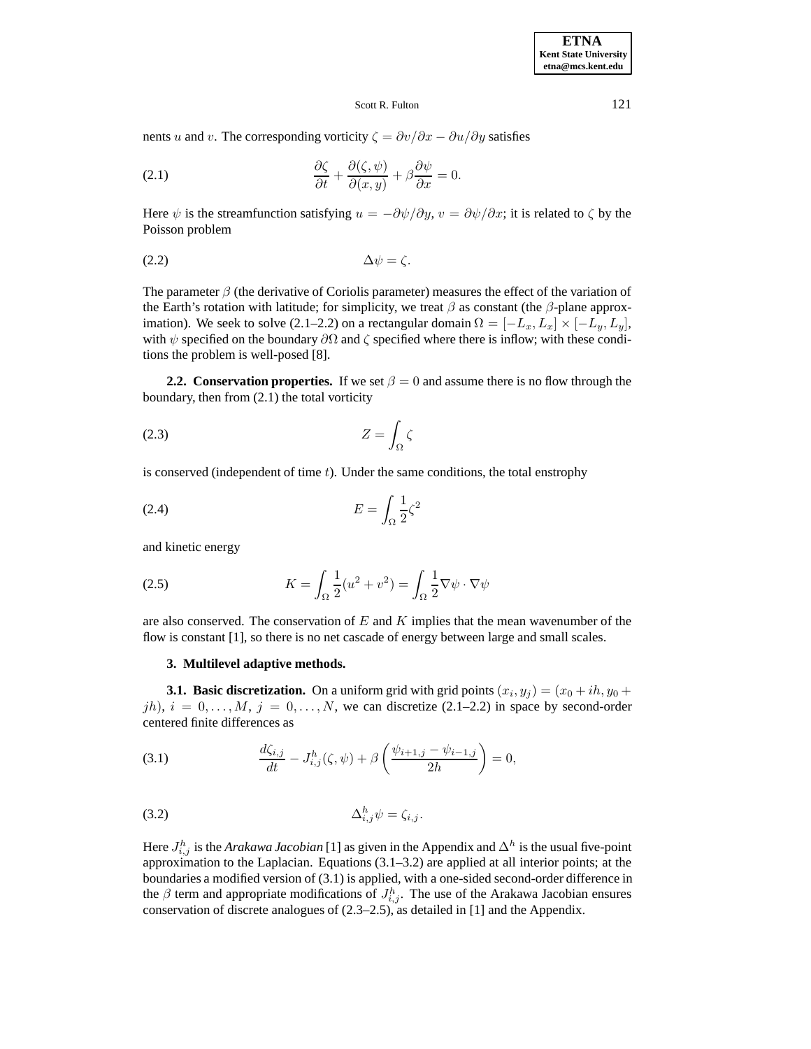nents $u$ and $v$. The corresponding vorticity $\zeta = \partial v/\partial x - \partial u/\partial y$ satisfies

$$\frac{\partial \zeta}{\partial t} + \frac{\partial(\zeta, \psi)}{\partial(x, y)} + \beta \frac{\partial \psi}{\partial x} = 0. \tag{2.1}$$

Here $\psi$ is the streamfunction satisfying $u = -\partial\psi/\partial y$, $v = \partial\psi/\partial x$; it is related to $\zeta$ by the Poisson problem

$$\Delta \psi = \zeta. \tag{2.2}$$

The parameter $\beta$ (the derivative of Coriolis parameter) measures the effect of the variation of the Earth's rotation with latitude; for simplicity, we treat $\beta$ as constant (the $\beta$-plane approximation). We seek to solve (2.1–2.2) on a rectangular domain $\Omega = [-L_x, L_x] \times [-L_y, L_y]$, with $\psi$ specified on the boundary $\partial\Omega$ and $\zeta$ specified where there is inflow; with these conditions the problem is well-posed [8].

**2.2. Conservation properties.** If we set $\beta = 0$ and assume there is no flow through the boundary, then from (2.1) the total vorticity

$$Z = \int_\Omega \zeta \tag{2.3}$$

is conserved (independent of time $t$). Under the same conditions, the total enstrophy

$$E = \int_\Omega \frac{1}{2}\zeta^2 \tag{2.4}$$

and kinetic energy

$$K = \int_\Omega \frac{1}{2}(u^2 + v^2) = \int_\Omega \frac{1}{2}\nabla\psi \cdot \nabla\psi \tag{2.5}$$

are also conserved. The conservation of $E$ and $K$ implies that the mean wavenumber of the flow is constant [1], so there is no net cascade of energy between large and small scales.

## 3. Multilevel adaptive methods.

**3.1. Basic discretization.** On a uniform grid with grid points $(x_i, y_j) = (x_0 + ih, y_0 + jh)$, $i = 0, \ldots, M$, $j = 0, \ldots, N$, we can discretize (2.1–2.2) in space by second-order centered finite differences as

$$\frac{d\zeta_{i,j}}{dt} - J^h_{i,j}(\zeta, \psi) + \beta\left(\frac{\psi_{i+1,j} - \psi_{i-1,j}}{2h}\right) = 0, \tag{3.1}$$

$$\Delta^h_{i,j}\psi = \zeta_{i,j}. \tag{3.2}$$

Here $J^h_{i,j}$ is the *Arakawa Jacobian* [1] as given in the Appendix and $\Delta^h$ is the usual five-point approximation to the Laplacian. Equations (3.1–3.2) are applied at all interior points; at the boundaries a modified version of (3.1) is applied, with a one-sided second-order difference in the $\beta$ term and appropriate modifications of $J^h_{i,j}$. The use of the Arakawa Jacobian ensures conservation of discrete analogues of (2.3–2.5), as detailed in [1] and the Appendix.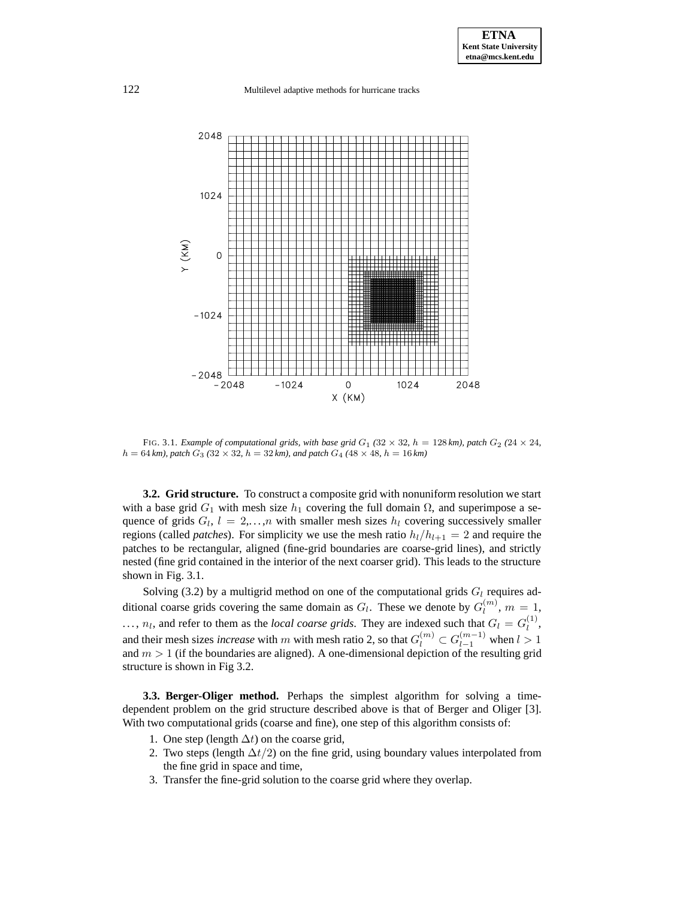FIG. 3.1. *Example of computational grids, with base grid $G_1$ ($32 \times 32$, $h = 128$ km), patch $G_2$ ($24 \times 24$, $h = 64$ km), patch $G_3$ ($32 \times 32$, $h = 32$ km), and patch $G_4$ ($48 \times 48$, $h = 16$ km)*

**3.2. Grid structure.** To construct a composite grid with nonuniform resolution we start with a base grid $G_1$ with mesh size $h_1$ covering the full domain $\Omega$, and superimpose a sequence of grids $G_l$, $l = 2,\ldots,n$ with smaller mesh sizes $h_l$ covering successively smaller regions (called *patches*). For simplicity we use the mesh ratio $h_l/h_{l+1} = 2$ and require the patches to be rectangular, aligned (fine-grid boundaries are coarse-grid lines), and strictly nested (fine grid contained in the interior of the next coarser grid). This leads to the structure shown in Fig. 3.1.

Solving (3.2) by a multigrid method on one of the computational grids $G_l$ requires additional coarse grids covering the same domain as $G_l$. These we denote by $G_l^{(m)}$, $m = 1, \ldots, n_l$, and refer to them as the *local coarse grids*. They are indexed such that $G_l = G_l^{(1)}$, and their mesh sizes *increase* with $m$ with mesh ratio 2, so that $G_l^{(m)} \subset G_{l-1}^{(m-1)}$ when $l > 1$ and $m > 1$ (if the boundaries are aligned). A one-dimensional depiction of the resulting grid structure is shown in Fig 3.2.

**3.3. Berger-Oliger method.** Perhaps the simplest algorithm for solving a time-dependent problem on the grid structure described above is that of Berger and Oliger [3]. With two computational grids (coarse and fine), one step of this algorithm consists of:

1. One step (length $\Delta t$) on the coarse grid,
2. Two steps (length $\Delta t/2$) on the fine grid, using boundary values interpolated from the fine grid in space and time,
3. Transfer the fine-grid solution to the coarse grid where they overlap.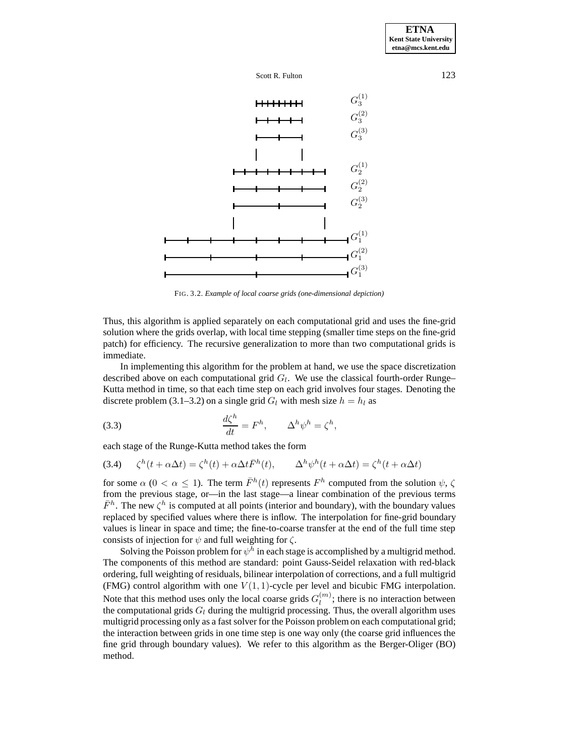FIG. 3.2. *Example of local coarse grids (one-dimensional depiction)*

Thus, this algorithm is applied separately on each computational grid and uses the fine-grid solution where the grids overlap, with local time stepping (smaller time steps on the fine-grid patch) for efficiency. The recursive generalization to more than two computational grids is immediate.

In implementing this algorithm for the problem at hand, we use the space discretization described above on each computational grid $G_l$. We use the classical fourth-order Runge–Kutta method in time, so that each time step on each grid involves four stages. Denoting the discrete problem (3.1–3.2) on a single grid $G_l$ with mesh size $h = h_l$ as

$$\frac{d\zeta^h}{dt} = F^h, \qquad \Delta^h \psi^h = \zeta^h, \tag{3.3}$$

each stage of the Runge-Kutta method takes the form

$$\zeta^h(t + \alpha\Delta t) = \zeta^h(t) + \alpha\Delta t \bar{F}^h(t), \qquad \Delta^h \psi^h(t + \alpha\Delta t) = \zeta^h(t + \alpha\Delta t) \tag{3.4}$$

for some $\alpha$ ($0 < \alpha \leq 1$). The term $\bar{F}^h(t)$ represents $F^h$ computed from the solution $\psi$, $\zeta$ from the previous stage, or—in the last stage—a linear combination of the previous terms $\bar{F}^h$. The new $\zeta^h$ is computed at all points (interior and boundary), with the boundary values replaced by specified values where there is inflow. The interpolation for fine-grid boundary values is linear in space and time; the fine-to-coarse transfer at the end of the full time step consists of injection for $\psi$ and full weighting for $\zeta$.

Solving the Poisson problem for $\psi^h$ in each stage is accomplished by a multigrid method. The components of this method are standard: point Gauss-Seidel relaxation with red-black ordering, full weighting of residuals, bilinear interpolation of corrections, and a full multigrid (FMG) control algorithm with one $V(1,1)$-cycle per level and bicubic FMG interpolation. Note that this method uses only the local coarse grids $G_l^{(m)}$; there is no interaction between the computational grids $G_l$ during the multigrid processing. Thus, the overall algorithm uses multigrid processing only as a fast solver for the Poisson problem on each computational grid; the interaction between grids in one time step is one way only (the coarse grid influences the fine grid through boundary values). We refer to this algorithm as the Berger-Oliger (BO) method.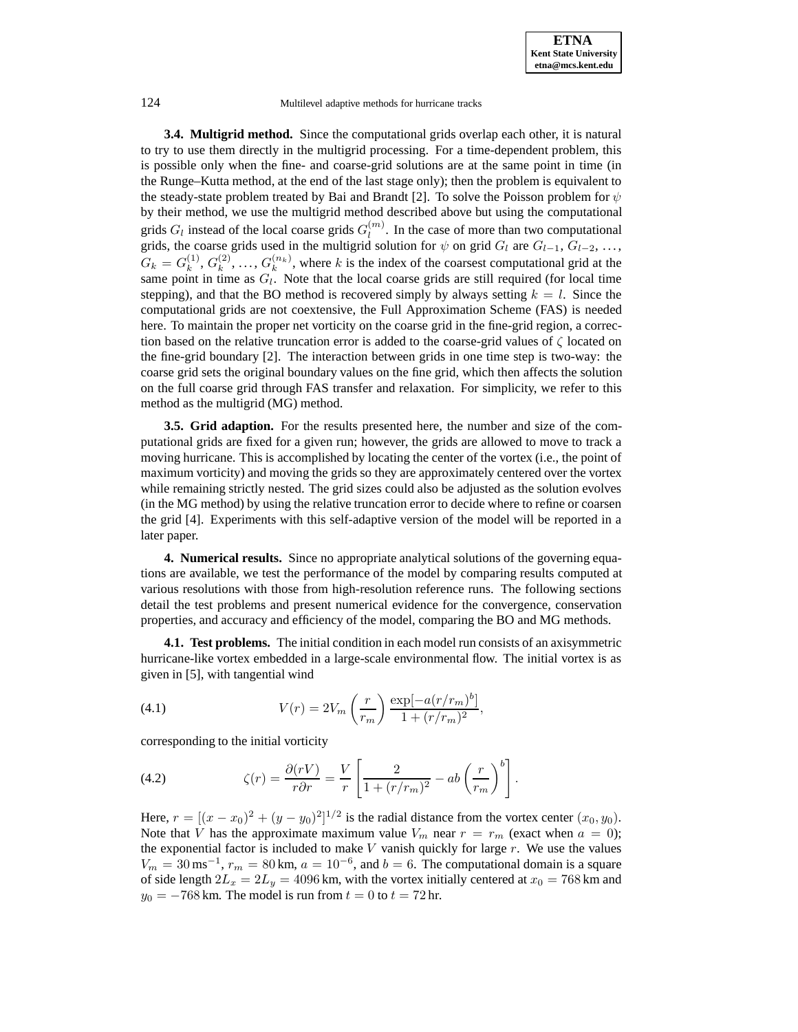**3.4. Multigrid method.** Since the computational grids overlap each other, it is natural to try to use them directly in the multigrid processing. For a time-dependent problem, this is possible only when the fine- and coarse-grid solutions are at the same point in time (in the Runge–Kutta method, at the end of the last stage only); then the problem is equivalent to the steady-state problem treated by Bai and Brandt [2]. To solve the Poisson problem for $\psi$ by their method, we use the multigrid method described above but using the computational grids $G_l$ instead of the local coarse grids $G_l^{(m)}$. In the case of more than two computational grids, the coarse grids used in the multigrid solution for $\psi$ on grid $G_l$ are $G_{l-1}$, $G_{l-2}$, …, $G_k = G_k^{(1)}$, $G_k^{(2)}$, …, $G_k^{(n_k)}$, where $k$ is the index of the coarsest computational grid at the same point in time as $G_l$. Note that the local coarse grids are still required (for local time stepping), and that the BO method is recovered simply by always setting $k = l$. Since the computational grids are not coextensive, the Full Approximation Scheme (FAS) is needed here. To maintain the proper net vorticity on the coarse grid in the fine-grid region, a correction based on the relative truncation error is added to the coarse-grid values of $\zeta$ located on the fine-grid boundary [2]. The interaction between grids in one time step is two-way: the coarse grid sets the original boundary values on the fine grid, which then affects the solution on the full coarse grid through FAS transfer and relaxation. For simplicity, we refer to this method as the multigrid (MG) method.

**3.5. Grid adaption.** For the results presented here, the number and size of the computational grids are fixed for a given run; however, the grids are allowed to move to track a moving hurricane. This is accomplished by locating the center of the vortex (i.e., the point of maximum vorticity) and moving the grids so they are approximately centered over the vortex while remaining strictly nested. The grid sizes could also be adjusted as the solution evolves (in the MG method) by using the relative truncation error to decide where to refine or coarsen the grid [4]. Experiments with this self-adaptive version of the model will be reported in a later paper.

**4. Numerical results.** Since no appropriate analytical solutions of the governing equations are available, we test the performance of the model by comparing results computed at various resolutions with those from high-resolution reference runs. The following sections detail the test problems and present numerical evidence for the convergence, conservation properties, and accuracy and efficiency of the model, comparing the BO and MG methods.

**4.1. Test problems.** The initial condition in each model run consists of an axisymmetric hurricane-like vortex embedded in a large-scale environmental flow. The initial vortex is as given in [5], with tangential wind

$$V(r) = 2V_m \left(\frac{r}{r_m}\right) \frac{\exp[-a(r/r_m)^b]}{1 + (r/r_m)^2}, \tag{4.1}$$

corresponding to the initial vorticity

$$\zeta(r) = \frac{\partial(rV)}{r\partial r} = \frac{V}{r}\left[\frac{2}{1 + (r/r_m)^2} - ab\left(\frac{r}{r_m}\right)^b\right]. \tag{4.2}$$

Here, $r = [(x - x_0)^2 + (y - y_0)^2]^{1/2}$ is the radial distance from the vortex center $(x_0, y_0)$. Note that $V$ has the approximate maximum value $V_m$ near $r = r_m$ (exact when $a = 0$); the exponential factor is included to make $V$ vanish quickly for large $r$. We use the values $V_m = 30\,\text{ms}^{-1}$, $r_m = 80\,\text{km}$, $a = 10^{-6}$, and $b = 6$. The computational domain is a square of side length $2L_x = 2L_y = 4096\,\text{km}$, with the vortex initially centered at $x_0 = 768\,\text{km}$ and $y_0 = -768\,\text{km}$. The model is run from $t = 0$ to $t = 72\,\text{hr}$.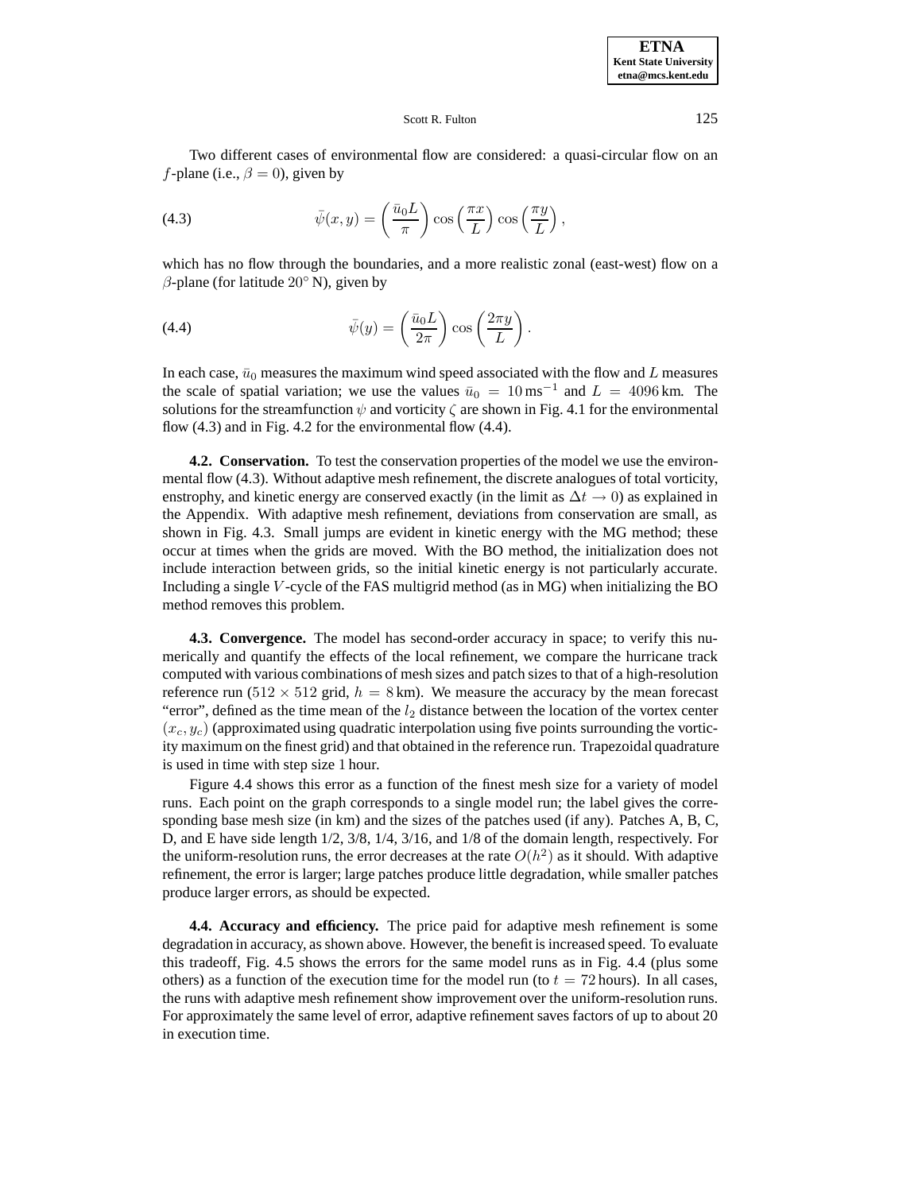Two different cases of environmental flow are considered: a quasi-circular flow on an $f$-plane (i.e., $\beta = 0$), given by

$$\bar{\psi}(x, y) = \left(\frac{\bar{u}_0 L}{\pi}\right) \cos\left(\frac{\pi x}{L}\right) \cos\left(\frac{\pi y}{L}\right), \tag{4.3}$$

which has no flow through the boundaries, and a more realistic zonal (east-west) flow on a $\beta$-plane (for latitude $20^\circ$ N), given by

$$\bar{\psi}(y) = \left(\frac{\bar{u}_0 L}{2\pi}\right) \cos\left(\frac{2\pi y}{L}\right). \tag{4.4}$$

In each case, $\bar{u}_0$ measures the maximum wind speed associated with the flow and $L$ measures the scale of spatial variation; we use the values $\bar{u}_0 = 10\,\mathrm{ms}^{-1}$ and $L = 4096\,\mathrm{km}$. The solutions for the streamfunction $\psi$ and vorticity $\zeta$ are shown in Fig. 4.1 for the environmental flow (4.3) and in Fig. 4.2 for the environmental flow (4.4).

**4.2. Conservation.** To test the conservation properties of the model we use the environmental flow (4.3). Without adaptive mesh refinement, the discrete analogues of total vorticity, enstrophy, and kinetic energy are conserved exactly (in the limit as $\Delta t \to 0$) as explained in the Appendix. With adaptive mesh refinement, deviations from conservation are small, as shown in Fig. 4.3. Small jumps are evident in kinetic energy with the MG method; these occur at times when the grids are moved. With the BO method, the initialization does not include interaction between grids, so the initial kinetic energy is not particularly accurate. Including a single $V$-cycle of the FAS multigrid method (as in MG) when initializing the BO method removes this problem.

**4.3. Convergence.** The model has second-order accuracy in space; to verify this numerically and quantify the effects of the local refinement, we compare the hurricane track computed with various combinations of mesh sizes and patch sizes to that of a high-resolution reference run ($512 \times 512$ grid, $h = 8\,\mathrm{km}$). We measure the accuracy by the mean forecast "error", defined as the time mean of the $l_2$ distance between the location of the vortex center $(x_c, y_c)$ (approximated using quadratic interpolation using five points surrounding the vorticity maximum on the finest grid) and that obtained in the reference run. Trapezoidal quadrature is used in time with step size 1 hour.

Figure 4.4 shows this error as a function of the finest mesh size for a variety of model runs. Each point on the graph corresponds to a single model run; the label gives the corresponding base mesh size (in km) and the sizes of the patches used (if any). Patches A, B, C, D, and E have side length 1/2, 3/8, 1/4, 3/16, and 1/8 of the domain length, respectively. For the uniform-resolution runs, the error decreases at the rate $O(h^2)$ as it should. With adaptive refinement, the error is larger; large patches produce little degradation, while smaller patches produce larger errors, as should be expected.

**4.4. Accuracy and efficiency.** The price paid for adaptive mesh refinement is some degradation in accuracy, as shown above. However, the benefit is increased speed. To evaluate this tradeoff, Fig. 4.5 shows the errors for the same model runs as in Fig. 4.4 (plus some others) as a function of the execution time for the model run (to $t = 72$ hours). In all cases, the runs with adaptive mesh refinement show improvement over the uniform-resolution runs. For approximately the same level of error, adaptive refinement saves factors of up to about 20 in execution time.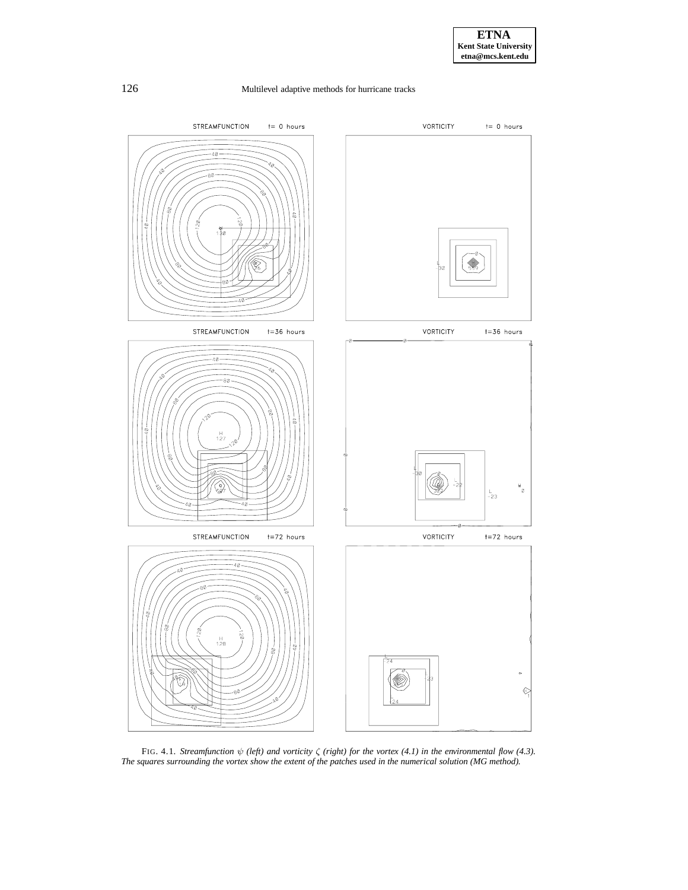FIG. 4.1. *Streamfunction $\psi$ (left) and vorticity $\zeta$ (right) for the vortex (4.1) in the environmental flow (4.3). The squares surrounding the vortex show the extent of the patches used in the numerical solution (MG method).*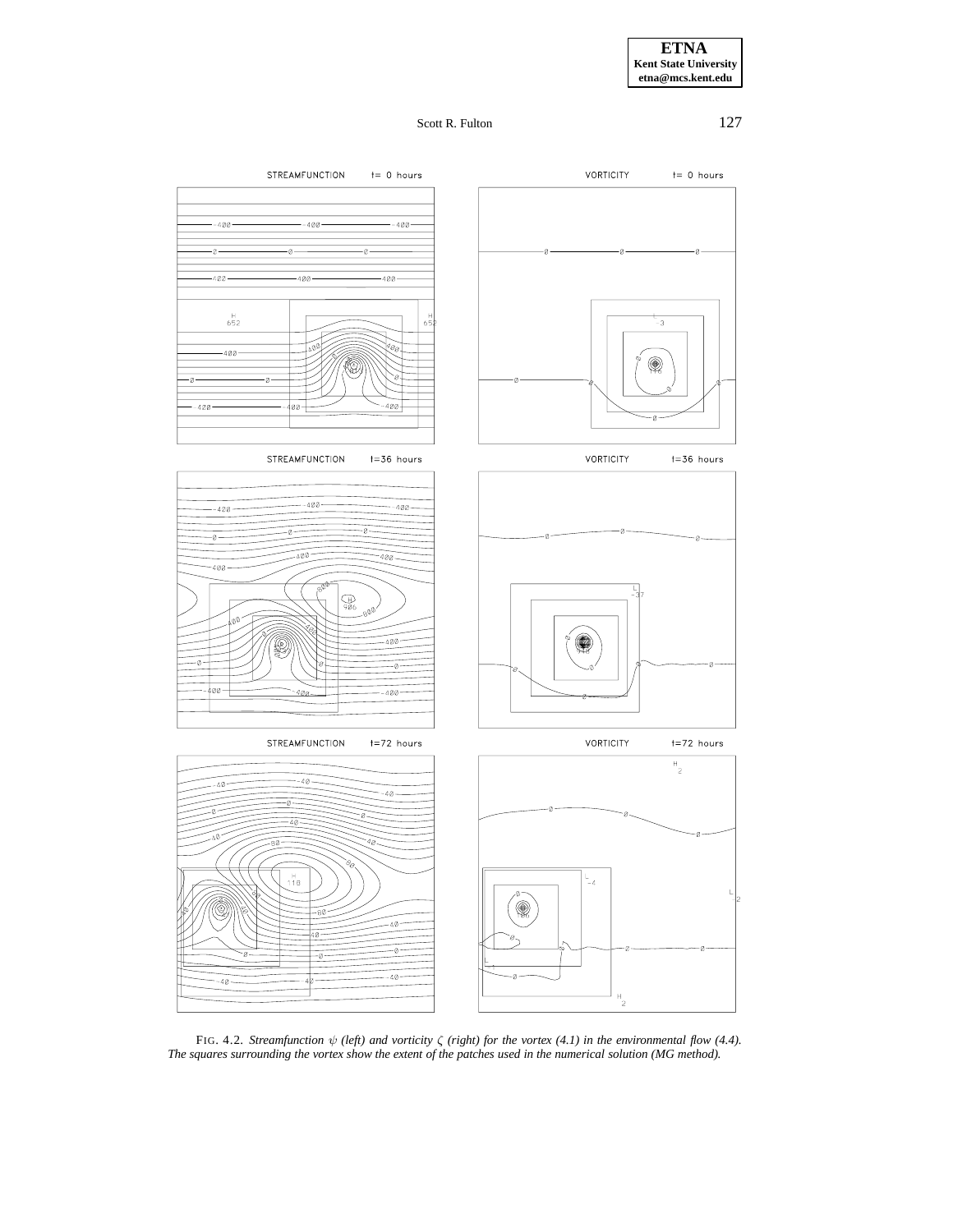FIG. 4.2. *Streamfunction $\psi$ (left) and vorticity $\zeta$ (right) for the vortex (4.1) in the environmental flow (4.4). The squares surrounding the vortex show the extent of the patches used in the numerical solution (MG method).*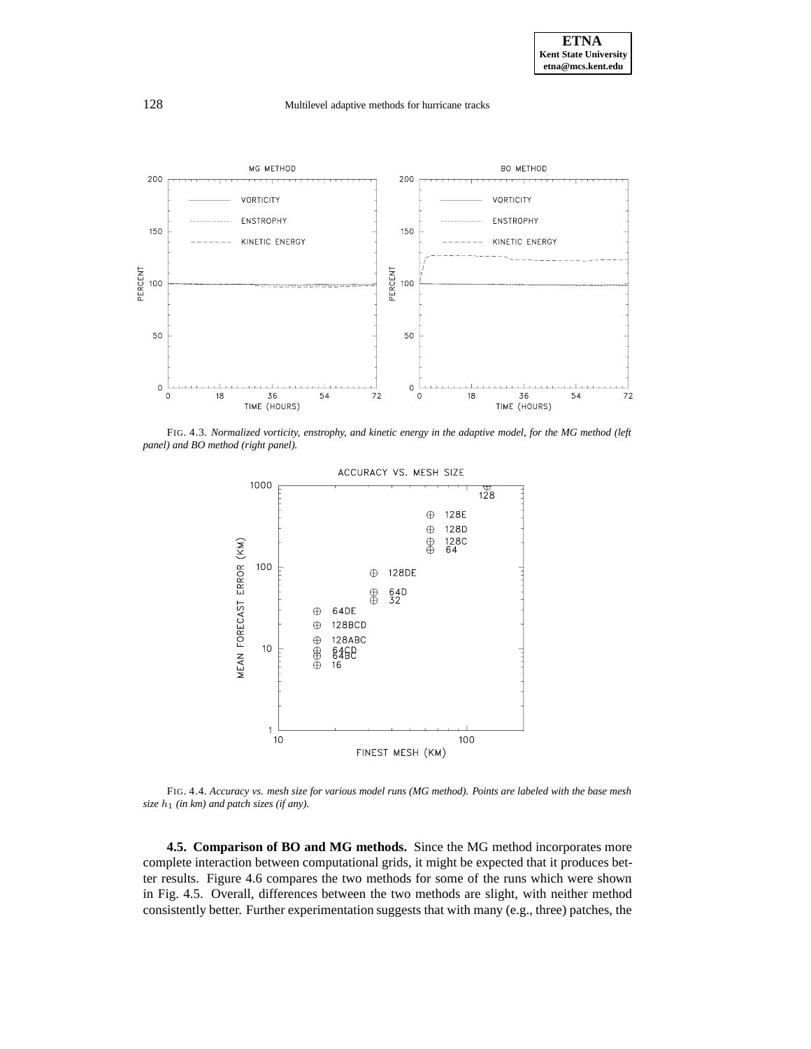FIG. 4.3. *Normalized vorticity, enstrophy, and kinetic energy in the adaptive model, for the MG method (left panel) and BO method (right panel).*

FIG. 4.4. *Accuracy vs. mesh size for various model runs (MG method). Points are labeled with the base mesh size $h_1$ (in km) and patch sizes (if any).*

**4.5. Comparison of BO and MG methods.** Since the MG method incorporates more complete interaction between computational grids, it might be expected that it produces better results. Figure 4.6 compares the two methods for some of the runs which were shown in Fig. 4.5. Overall, differences between the two methods are slight, with neither method consistently better. Further experimentation suggests that with many (e.g., three) patches, the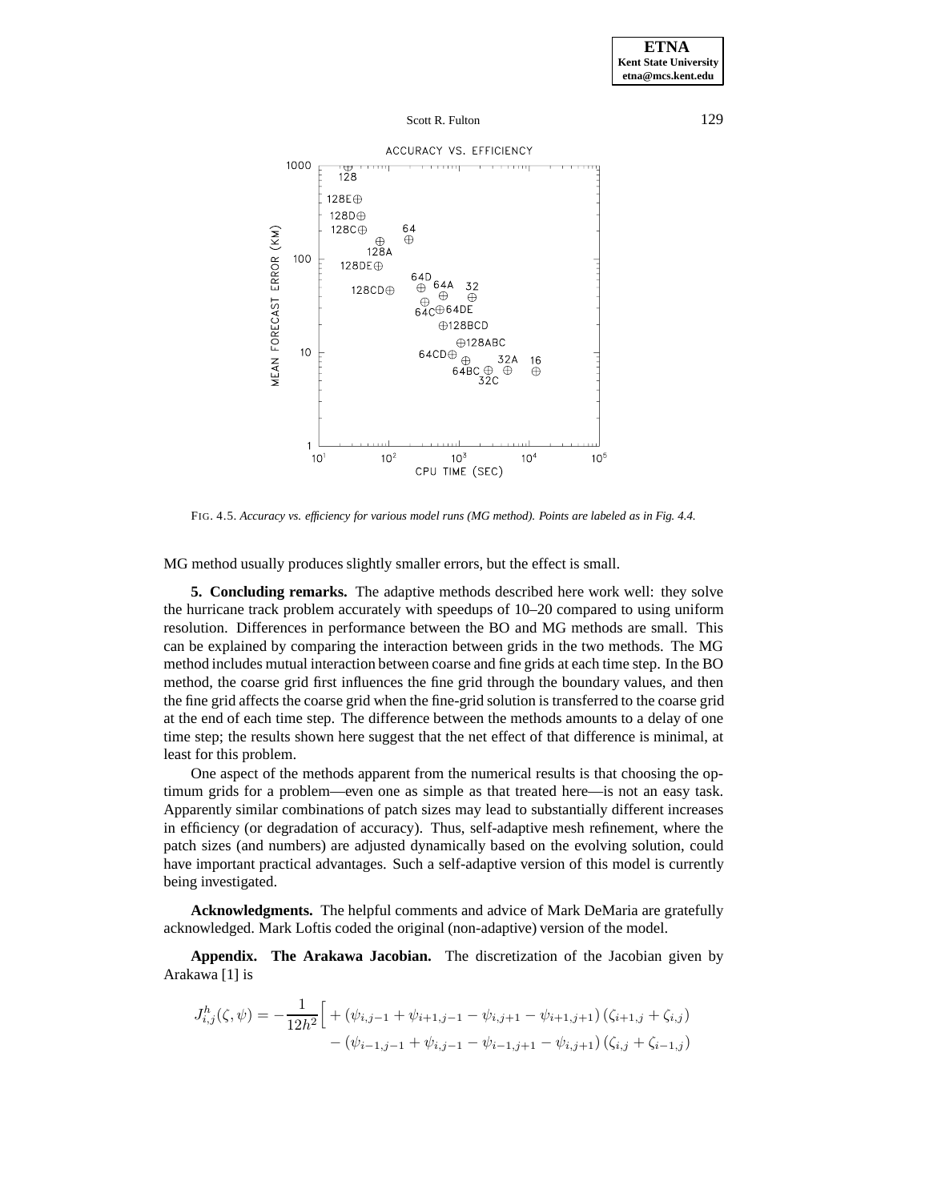FIG. 4.5. *Accuracy vs. efficiency for various model runs (MG method). Points are labeled as in Fig. 4.4.*

MG method usually produces slightly smaller errors, but the effect is small.

**5. Concluding remarks.** The adaptive methods described here work well: they solve the hurricane track problem accurately with speedups of 10–20 compared to using uniform resolution. Differences in performance between the BO and MG methods are small. This can be explained by comparing the interaction between grids in the two methods. The MG method includes mutual interaction between coarse and fine grids at each time step. In the BO method, the coarse grid first influences the fine grid through the boundary values, and then the fine grid affects the coarse grid when the fine-grid solution is transferred to the coarse grid at the end of each time step. The difference between the methods amounts to a delay of one time step; the results shown here suggest that the net effect of that difference is minimal, at least for this problem.

One aspect of the methods apparent from the numerical results is that choosing the optimum grids for a problem—even one as simple as that treated here—is not an easy task. Apparently similar combinations of patch sizes may lead to substantially different increases in efficiency (or degradation of accuracy). Thus, self-adaptive mesh refinement, where the patch sizes (and numbers) are adjusted dynamically based on the evolving solution, could have important practical advantages. Such a self-adaptive version of this model is currently being investigated.

**Acknowledgments.** The helpful comments and advice of Mark DeMaria are gratefully acknowledged. Mark Loftis coded the original (non-adaptive) version of the model.

**Appendix. The Arakawa Jacobian.** The discretization of the Jacobian given by Arakawa [1] is

$$J^h_{i,j}(\zeta, \psi) = -\frac{1}{12h^2}\Big[ + (\psi_{i,j-1} + \psi_{i+1,j-1} - \psi_{i,j+1} - \psi_{i+1,j+1})\,(\zeta_{i+1,j} + \zeta_{i,j})$$
$$- (\psi_{i-1,j-1} + \psi_{i,j-1} - \psi_{i-1,j+1} - \psi_{i,j+1})\,(\zeta_{i,j} + \zeta_{i-1,j})$$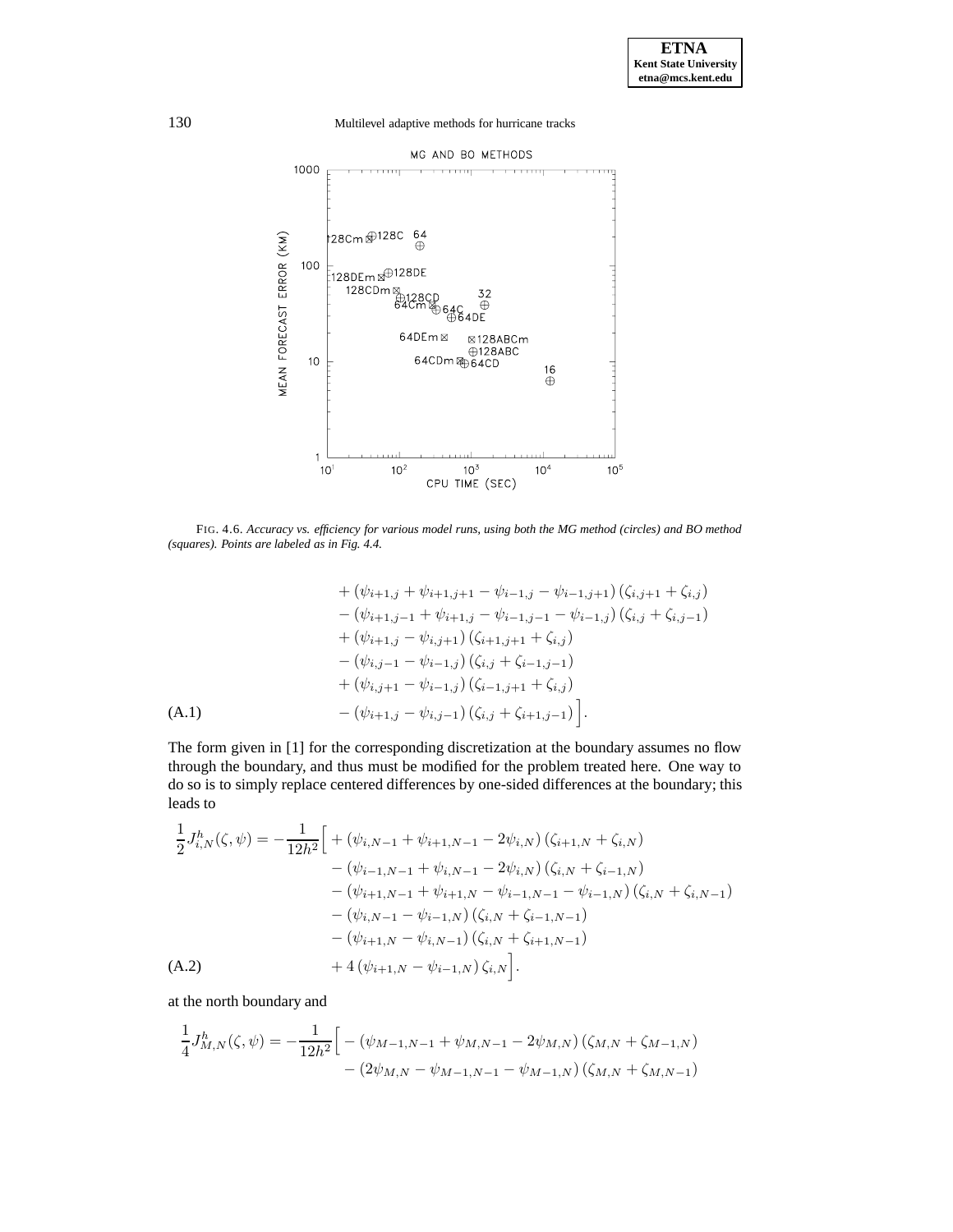FIG. 4.6. *Accuracy vs. efficiency for various model runs, using both the MG method (circles) and BO method (squares). Points are labeled as in Fig. 4.4.*

$$
\begin{aligned}
&+ (\psi_{i+1,j} + \psi_{i+1,j+1} - \psi_{i-1,j} - \psi_{i-1,j+1}) (\zeta_{i,j+1} + \zeta_{i,j}) \\
&- (\psi_{i+1,j-1} + \psi_{i+1,j} - \psi_{i-1,j-1} - \psi_{i-1,j}) (\zeta_{i,j} + \zeta_{i,j-1}) \\
&+ (\psi_{i+1,j} - \psi_{i,j+1}) (\zeta_{i+1,j+1} + \zeta_{i,j}) \\
&- (\psi_{i,j-1} - \psi_{i-1,j}) (\zeta_{i,j} + \zeta_{i-1,j-1}) \\
&+ (\psi_{i,j+1} - \psi_{i-1,j}) (\zeta_{i-1,j+1} + \zeta_{i,j}) \\
&- (\psi_{i+1,j} - \psi_{i,j-1}) (\zeta_{i,j} + \zeta_{i+1,j-1}) \Big]. \qquad \text{(A.1)}
\end{aligned}
$$

The form given in [1] for the corresponding discretization at the boundary assumes no flow through the boundary, and thus must be modified for the problem treated here. One way to do so is to simply replace centered differences by one-sided differences at the boundary; this leads to

$$
\begin{aligned}
\frac{1}{2} J^h_{i,N}(\zeta, \psi) = -\frac{1}{12h^2} \Big[ &+ (\psi_{i,N-1} + \psi_{i+1,N-1} - 2\psi_{i,N}) (\zeta_{i+1,N} + \zeta_{i,N}) \\
&- (\psi_{i-1,N-1} + \psi_{i,N-1} - 2\psi_{i,N}) (\zeta_{i,N} + \zeta_{i-1,N}) \\
&- (\psi_{i+1,N-1} + \psi_{i+1,N} - \psi_{i-1,N-1} - \psi_{i-1,N}) (\zeta_{i,N} + \zeta_{i,N-1}) \\
&- (\psi_{i,N-1} - \psi_{i-1,N}) (\zeta_{i,N} + \zeta_{i-1,N-1}) \\
&- (\psi_{i+1,N} - \psi_{i,N-1}) (\zeta_{i,N} + \zeta_{i+1,N-1}) \\
&+ 4 (\psi_{i+1,N} - \psi_{i-1,N}) \zeta_{i,N} \Big]. \qquad \text{(A.2)}
\end{aligned}
$$

at the north boundary and

$$
\begin{aligned}
\frac{1}{4} J^h_{M,N}(\zeta, \psi) = -\frac{1}{12h^2} \Big[ &- (\psi_{M-1,N-1} + \psi_{M,N-1} - 2\psi_{M,N}) (\zeta_{M,N} + \zeta_{M-1,N}) \\
&- (2\psi_{M,N} - \psi_{M-1,N-1} - \psi_{M-1,N}) (\zeta_{M,N} + \zeta_{M,N-1})
\end{aligned}
$$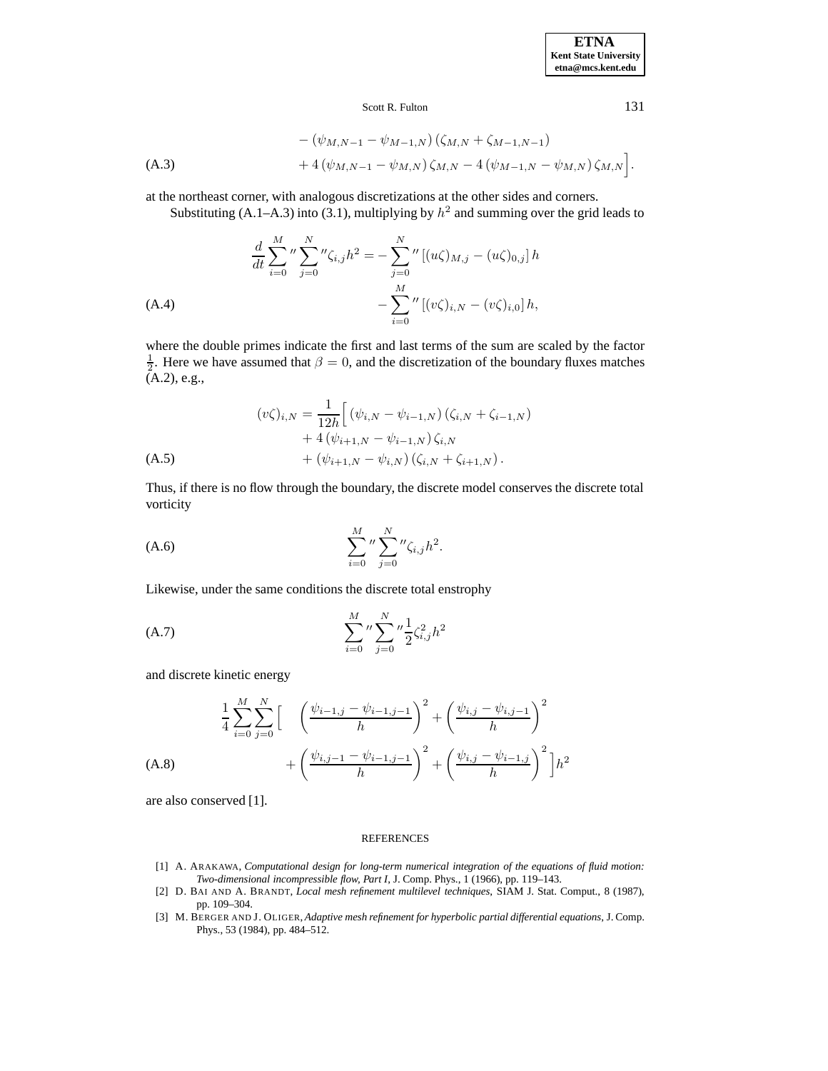$$
\begin{aligned}
&- \left(\psi_{M,N-1} - \psi_{M-1,N}\right)\left(\zeta_{M,N} + \zeta_{M-1,N-1}\right) \\
&+ 4\left(\psi_{M,N-1} - \psi_{M,N}\right)\zeta_{M,N} - 4\left(\psi_{M-1,N} - \psi_{M,N}\right)\zeta_{M,N}\Big].
\end{aligned} \tag{A.3}
$$

at the northeast corner, with analogous discretizations at the other sides and corners.

Substituting (A.1–A.3) into (3.1), multiplying by $h^2$ and summing over the grid leads to

$$
\begin{aligned}
\frac{d}{dt}\sum_{i=0}^{M}{}''\sum_{j=0}^{N}{}''\zeta_{i,j}h^2 = &-\sum_{j=0}^{N}{}''\left[(u\zeta)_{M,j} - (u\zeta)_{0,j}\right]h \\
&-\sum_{i=0}^{M}{}''\left[(v\zeta)_{i,N} - (v\zeta)_{i,0}\right]h,
\end{aligned} \tag{A.4}
$$

where the double primes indicate the first and last terms of the sum are scaled by the factor $\frac{1}{2}$. Here we have assumed that $\beta = 0$, and the discretization of the boundary fluxes matches (A.2), e.g.,

$$
\begin{aligned}
(v\zeta)_{i,N} = \frac{1}{12h}\Big[ &\left(\psi_{i,N} - \psi_{i-1,N}\right)\left(\zeta_{i,N} + \zeta_{i-1,N}\right) \\
&+ 4\left(\psi_{i+1,N} - \psi_{i-1,N}\right)\zeta_{i,N} \\
&+ \left(\psi_{i+1,N} - \psi_{i,N}\right)\left(\zeta_{i,N} + \zeta_{i+1,N}\right).
\end{aligned} \tag{A.5}
$$

Thus, if there is no flow through the boundary, the discrete model conserves the discrete total vorticity

$$
\sum_{i=0}^{M}{}''\sum_{j=0}^{N}{}''\zeta_{i,j}h^2. \tag{A.6}
$$

Likewise, under the same conditions the discrete total enstrophy

$$
\sum_{i=0}^{M}{}''\sum_{j=0}^{N}{}''\frac{1}{2}\zeta_{i,j}^2h^2 \tag{A.7}
$$

and discrete kinetic energy

$$
\begin{aligned}
\frac{1}{4}\sum_{i=0}^{M}\sum_{j=0}^{N}\Big[ &\left(\frac{\psi_{i-1,j} - \psi_{i-1,j-1}}{h}\right)^2 + \left(\frac{\psi_{i,j} - \psi_{i,j-1}}{h}\right)^2 \\
&+ \left(\frac{\psi_{i,j-1} - \psi_{i-1,j-1}}{h}\right)^2 + \left(\frac{\psi_{i,j} - \psi_{i-1,j}}{h}\right)^2\Big]h^2
\end{aligned} \tag{A.8}
$$

are also conserved [1].

## REFERENCES

[1] A. Arakawa, *Computational design for long-term numerical integration of the equations of fluid motion: Two-dimensional incompressible flow, Part I*, J. Comp. Phys., 1 (1966), pp. 119–143.

[2] D. Bai and A. Brandt, *Local mesh refinement multilevel techniques*, SIAM J. Stat. Comput., 8 (1987), pp. 109–304.

[3] M. Berger and J. Oliger, *Adaptive mesh refinement for hyperbolic partial differential equations*, J. Comp. Phys., 53 (1984), pp. 484–512.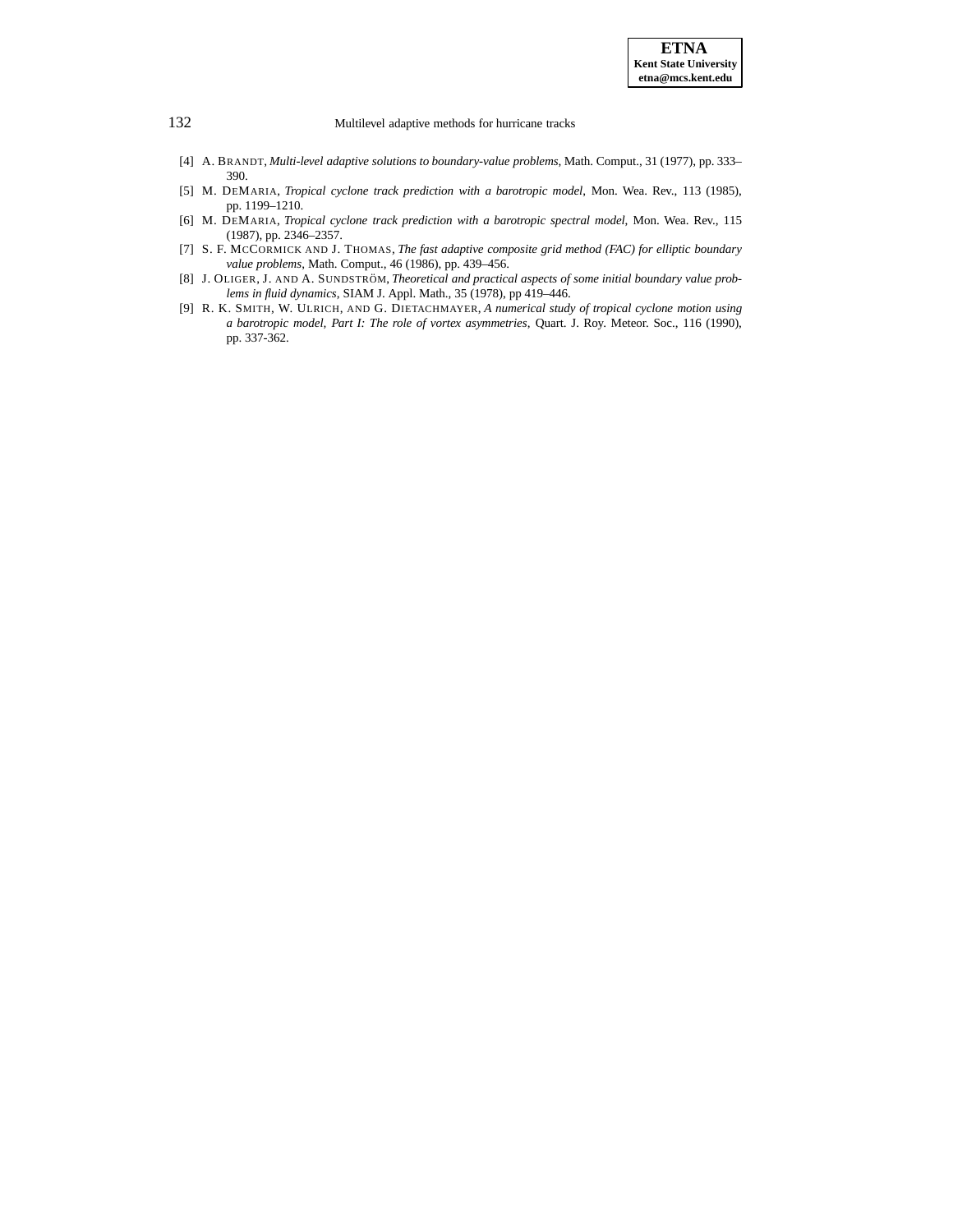[4] A. Brandt, *Multi-level adaptive solutions to boundary-value problems*, Math. Comput., 31 (1977), pp. 333–390.

[5] M. DeMaria, *Tropical cyclone track prediction with a barotropic model*, Mon. Wea. Rev., 113 (1985), pp. 1199–1210.

[6] M. DeMaria, *Tropical cyclone track prediction with a barotropic spectral model*, Mon. Wea. Rev., 115 (1987), pp. 2346–2357.

[7] S. F. McCormick and J. Thomas, *The fast adaptive composite grid method (FAC) for elliptic boundary value problems*, Math. Comput., 46 (1986), pp. 439–456.

[8] J. Oliger, J. and A. Sundström, *Theoretical and practical aspects of some initial boundary value problems in fluid dynamics*, SIAM J. Appl. Math., 35 (1978), pp 419–446.

[9] R. K. Smith, W. Ulrich, and G. Dietachmayer, *A numerical study of tropical cyclone motion using a barotropic model, Part I: The role of vortex asymmetries*, Quart. J. Roy. Meteor. Soc., 116 (1990), pp. 337-362.